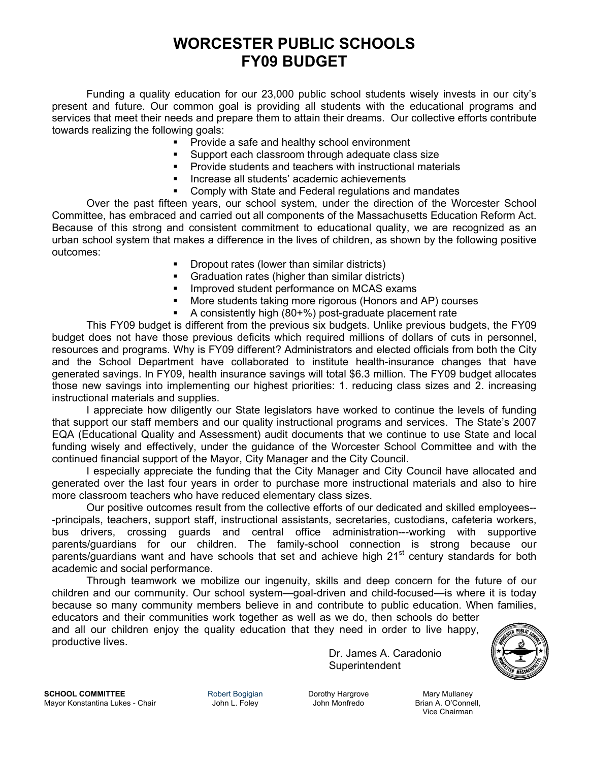# WORCESTER PUBLIC SCHOOLS
# FY09 BUDGET

Funding a quality education for our 23,000 public school students wisely invests in our city's present and future. Our common goal is providing all students with the educational programs and services that meet their needs and prepare them to attain their dreams. Our collective efforts contribute towards realizing the following goals:

- Provide a safe and healthy school environment
- Support each classroom through adequate class size
- Provide students and teachers with instructional materials
- Increase all students' academic achievements
- Comply with State and Federal regulations and mandates

Over the past fifteen years, our school system, under the direction of the Worcester School Committee, has embraced and carried out all components of the Massachusetts Education Reform Act. Because of this strong and consistent commitment to educational quality, we are recognized as an urban school system that makes a difference in the lives of children, as shown by the following positive outcomes:

- Dropout rates (lower than similar districts)
- Graduation rates (higher than similar districts)
- Improved student performance on MCAS exams
- More students taking more rigorous (Honors and AP) courses
- A consistently high (80+%) post-graduate placement rate

This FY09 budget is different from the previous six budgets. Unlike previous budgets, the FY09 budget does not have those previous deficits which required millions of dollars of cuts in personnel, resources and programs. Why is FY09 different? Administrators and elected officials from both the City and the School Department have collaborated to institute health-insurance changes that have generated savings. In FY09, health insurance savings will total $6.3 million. The FY09 budget allocates those new savings into implementing our highest priorities: 1. reducing class sizes and 2. increasing instructional materials and supplies.

I appreciate how diligently our State legislators have worked to continue the levels of funding that support our staff members and our quality instructional programs and services. The State's 2007 EQA (Educational Quality and Assessment) audit documents that we continue to use State and local funding wisely and effectively, under the guidance of the Worcester School Committee and with the continued financial support of the Mayor, City Manager and the City Council.

I especially appreciate the funding that the City Manager and City Council have allocated and generated over the last four years in order to purchase more instructional materials and also to hire more classroom teachers who have reduced elementary class sizes.

Our positive outcomes result from the collective efforts of our dedicated and skilled employees---principals, teachers, support staff, instructional assistants, secretaries, custodians, cafeteria workers, bus drivers, crossing guards and central office administration---working with supportive parents/guardians for our children. The family-school connection is strong because our parents/guardians want and have schools that set and achieve high 21st century standards for both academic and social performance.

Through teamwork we mobilize our ingenuity, skills and deep concern for the future of our children and our community. Our school system—goal-driven and child-focused—is where it is today because so many community members believe in and contribute to public education. When families, educators and their communities work together as well as we do, then schools do better and all our children enjoy the quality education that they need in order to live happy, productive lives.

Dr. James A. Caradonio
Superintendent

**SCHOOL COMMITTEE**
Mayor Konstantina Lukes - Chair
Robert Bogigian
John L. Foley
Dorothy Hargrove
John Monfredo
Mary Mullaney
Brian A. O'Connell, Vice Chairman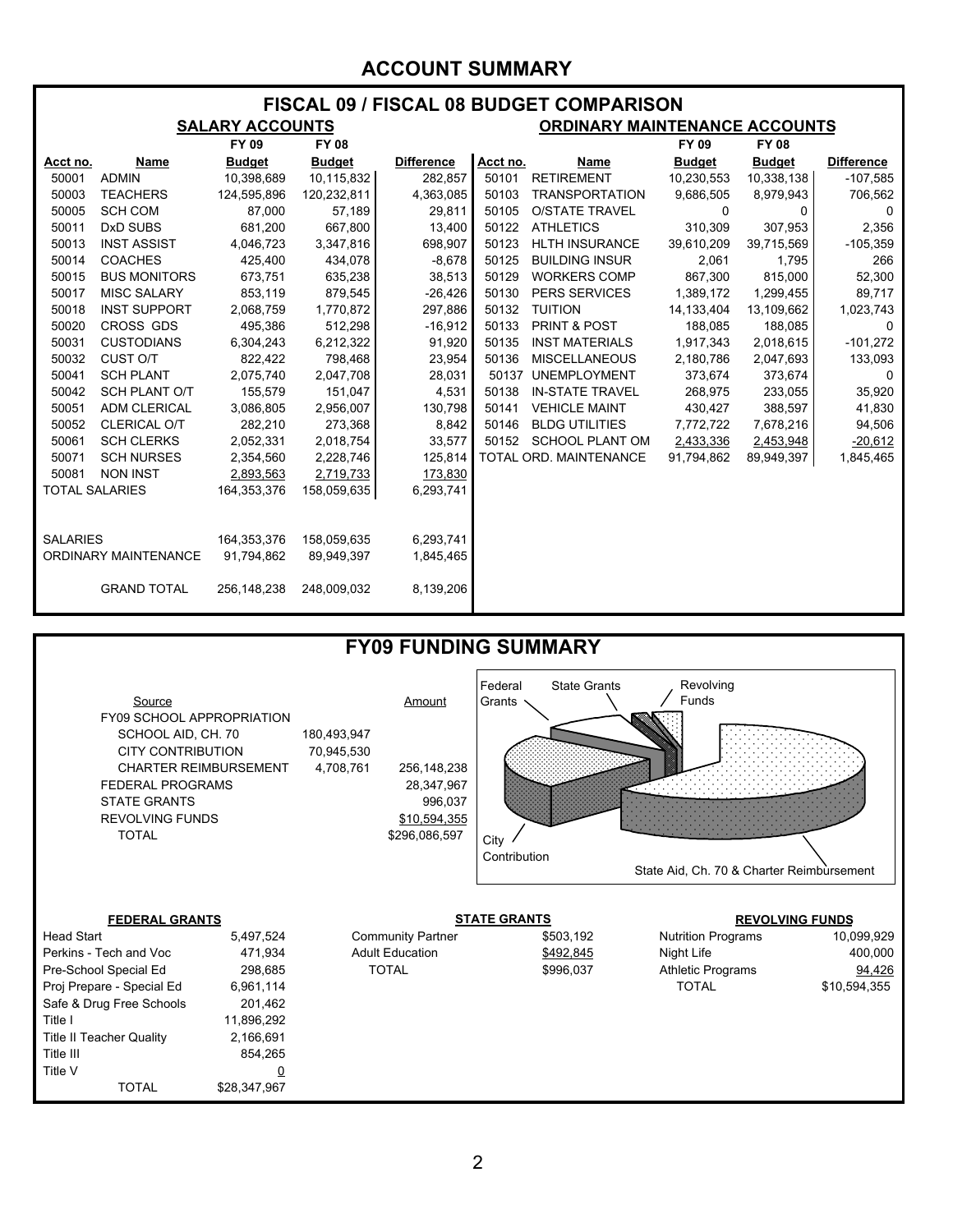# ACCOUNT SUMMARY

## FISCAL 09 / FISCAL 08 BUDGET COMPARISON

### SALARY ACCOUNTS

| Acct no. | Name | FY 09 Budget | FY 08 Budget | Difference |
|---|---|---|---|---|
| 50001 | ADMIN | 10,398,689 | 10,115,832 | 282,857 |
| 50003 | TEACHERS | 124,595,896 | 120,232,811 | 4,363,085 |
| 50005 | SCH COM | 87,000 | 57,189 | 29,811 |
| 50011 | DxD SUBS | 681,200 | 667,800 | 13,400 |
| 50013 | INST ASSIST | 4,046,723 | 3,347,816 | 698,907 |
| 50014 | COACHES | 425,400 | 434,078 | -8,678 |
| 50015 | BUS MONITORS | 673,751 | 635,238 | 38,513 |
| 50017 | MISC SALARY | 853,119 | 879,545 | -26,426 |
| 50018 | INST SUPPORT | 2,068,759 | 1,770,872 | 297,886 |
| 50020 | CROSS GDS | 495,386 | 512,298 | -16,912 |
| 50031 | CUSTODIANS | 6,304,243 | 6,212,322 | 91,920 |
| 50032 | CUST O/T | 822,422 | 798,468 | 23,954 |
| 50041 | SCH PLANT | 2,075,740 | 2,047,708 | 28,031 |
| 50042 | SCH PLANT O/T | 155,579 | 151,047 | 4,531 |
| 50051 | ADM CLERICAL | 3,086,805 | 2,956,007 | 130,798 |
| 50052 | CLERICAL O/T | 282,210 | 273,368 | 8,842 |
| 50061 | SCH CLERKS | 2,052,331 | 2,018,754 | 33,577 |
| 50071 | SCH NURSES | 2,354,560 | 2,228,746 | 125,814 |
| 50081 | NON INST | 2,893,563 | 2,719,733 | 173,830 |
| TOTAL SALARIES | | 164,353,376 | 158,059,635 | 6,293,741 |

| | FY 09 Budget | FY 08 Budget | Difference |
|---|---|---|---|
| SALARIES | 164,353,376 | 158,059,635 | 6,293,741 |
| ORDINARY MAINTENANCE | 91,794,862 | 89,949,397 | 1,845,465 |
| GRAND TOTAL | 256,148,238 | 248,009,032 | 8,139,206 |

### ORDINARY MAINTENANCE ACCOUNTS

| Acct no. | Name | FY 09 Budget | FY 08 Budget | Difference |
|---|---|---|---|---|
| 50101 | RETIREMENT | 10,230,553 | 10,338,138 | -107,585 |
| 50103 | TRANSPORTATION | 9,686,505 | 8,979,943 | 706,562 |
| 50105 | O/STATE TRAVEL | 0 | 0 | 0 |
| 50122 | ATHLETICS | 310,309 | 307,953 | 2,356 |
| 50123 | HLTH INSURANCE | 39,610,209 | 39,715,569 | -105,359 |
| 50125 | BUILDING INSUR | 2,061 | 1,795 | 266 |
| 50129 | WORKERS COMP | 867,300 | 815,000 | 52,300 |
| 50130 | PERS SERVICES | 1,389,172 | 1,299,455 | 89,717 |
| 50132 | TUITION | 14,133,404 | 13,109,662 | 1,023,743 |
| 50133 | PRINT & POST | 188,085 | 188,085 | 0 |
| 50135 | INST MATERIALS | 1,917,343 | 2,018,615 | -101,272 |
| 50136 | MISCELLANEOUS | 2,180,786 | 2,047,693 | 133,093 |
| 50137 | UNEMPLOYMENT | 373,674 | 373,674 | 0 |
| 50138 | IN-STATE TRAVEL | 268,975 | 233,055 | 35,920 |
| 50141 | VEHICLE MAINT | 430,427 | 388,597 | 41,830 |
| 50146 | BLDG UTILITIES | 7,772,722 | 7,678,216 | 94,506 |
| 50152 | SCHOOL PLANT OM | 2,433,336 | 2,453,948 | -20,612 |
| TOTAL ORD. MAINTENANCE | | 91,794,862 | 89,949,397 | 1,845,465 |

## FY09 FUNDING SUMMARY

| Source | | Amount |
|---|---|---|
| FY09 SCHOOL APPROPRIATION | | |
| SCHOOL AID, CH. 70 | 180,493,947 | |
| CITY CONTRIBUTION | 70,945,530 | |
| CHARTER REIMBURSEMENT | 4,708,761 | 256,148,238 |
| FEDERAL PROGRAMS | | 28,347,967 |
| STATE GRANTS | | 996,037 |
| REVOLVING FUNDS | | $10,594,355 |
| TOTAL | | $296,086,597 |

Federal Grants, State Grants, Revolving Funds, City Contribution, State Aid, Ch. 70 & Charter Reimbursement

### FEDERAL GRANTS

| Grant | Amount |
|---|---|
| Head Start | 5,497,524 |
| Perkins - Tech and Voc | 471,934 |
| Pre-School Special Ed | 298,685 |
| Proj Prepare - Special Ed | 6,961,114 |
| Safe & Drug Free Schools | 201,462 |
| Title I | 11,896,292 |
| Title II Teacher Quality | 2,166,691 |
| Title III | 854,265 |
| Title V | 0 |
| TOTAL | $28,347,967 |

### STATE GRANTS

| Grant | Amount |
|---|---|
| Community Partner | $503,192 |
| Adult Education | $492,845 |
| TOTAL | $996,037 |

### REVOLVING FUNDS

| Fund | Amount |
|---|---|
| Nutrition Programs | 10,099,929 |
| Night Life | 400,000 |
| Athletic Programs | 94,426 |
| TOTAL | $10,594,355 |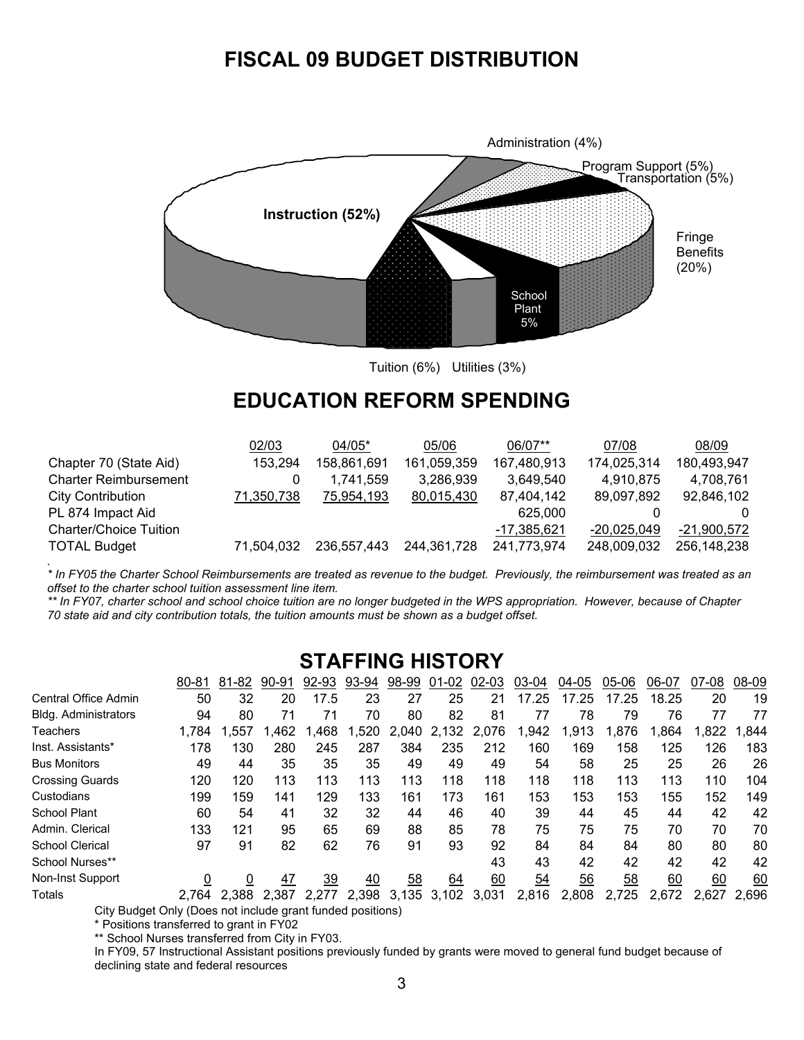# FISCAL 09 BUDGET DISTRIBUTION

Instruction (52%)

Administration (4%)

Program Support (5%)

Transportation (5%)

Fringe Benefits (20%)

School Plant 5%

Tuition (6%) Utilities (3%)

# EDUCATION REFORM SPENDING

| | 02/03 | 04/05* | 05/06 | 06/07** | 07/08 | 08/09 |
|---|---|---|---|---|---|---|
| Chapter 70 (State Aid) | 153,294 | 158,861,691 | 161,059,359 | 167,480,913 | 174,025,314 | 180,493,947 |
| Charter Reimbursement | 0 | 1,741,559 | 3,286,939 | 3,649,540 | 4,910,875 | 4,708,761 |
| City Contribution | 71,350,738 | 75,954,193 | 80,015,430 | 87,404,142 | 89,097,892 | 92,846,102 |
| PL 874 Impact Aid | | | | 625,000 | 0 | 0 |
| Charter/Choice Tuition | | | | -17,385,621 | -20,025,049 | -21,900,572 |
| TOTAL Budget | 71,504,032 | 236,557,443 | 244,361,728 | 241,773,974 | 248,009,032 | 256,148,238 |

*\* In FY05 the Charter School Reimbursements are treated as revenue to the budget. Previously, the reimbursement was treated as an offset to the charter school tuition assessment line item.*

*\*\* In FY07, charter school and school choice tuition are no longer budgeted in the WPS appropriation. However, because of Chapter 70 state aid and city contribution totals, the tuition amounts must be shown as a budget offset.*

# STAFFING HISTORY

| | 80-81 | 81-82 | 90-91 | 92-93 | 93-94 | 98-99 | 01-02 | 02-03 | 03-04 | 04-05 | 05-06 | 06-07 | 07-08 | 08-09 |
|---|---|---|---|---|---|---|---|---|---|---|---|---|---|---|
| Central Office Admin | 50 | 32 | 20 | 17.5 | 23 | 27 | 25 | 21 | 17.25 | 17.25 | 17.25 | 18.25 | 20 | 19 |
| Bldg. Administrators | 94 | 80 | 71 | 71 | 70 | 80 | 82 | 81 | 77 | 78 | 79 | 76 | 77 | 77 |
| Teachers | 1,784 | 1,557 | 1,462 | 1,468 | 1,520 | 2,040 | 2,132 | 2,076 | 1,942 | 1,913 | 1,876 | 1,864 | 1,822 | 1,844 |
| Inst. Assistants* | 178 | 130 | 280 | 245 | 287 | 384 | 235 | 212 | 160 | 169 | 158 | 125 | 126 | 183 |
| Bus Monitors | 49 | 44 | 35 | 35 | 35 | 49 | 49 | 49 | 54 | 58 | 25 | 25 | 26 | 26 |
| Crossing Guards | 120 | 120 | 113 | 113 | 113 | 113 | 118 | 118 | 118 | 118 | 113 | 113 | 110 | 104 |
| Custodians | 199 | 159 | 141 | 129 | 133 | 161 | 173 | 161 | 153 | 153 | 153 | 155 | 152 | 149 |
| School Plant | 60 | 54 | 41 | 32 | 32 | 44 | 46 | 40 | 39 | 44 | 45 | 44 | 42 | 42 |
| Admin. Clerical | 133 | 121 | 95 | 65 | 69 | 88 | 85 | 78 | 75 | 75 | 75 | 70 | 70 | 70 |
| School Clerical | 97 | 91 | 82 | 62 | 76 | 91 | 93 | 92 | 84 | 84 | 84 | 80 | 80 | 80 |
| School Nurses** | | | | | | | | 43 | 43 | 42 | 42 | 42 | 42 | 42 |
| Non-Inst Support | 0 | 0 | 47 | 39 | 40 | 58 | 64 | 60 | 54 | 56 | 58 | 60 | 60 | 60 |
| Totals | 2,764 | 2,388 | 2,387 | 2,277 | 2,398 | 3,135 | 3,102 | 3,031 | 2,816 | 2,808 | 2,725 | 2,672 | 2,627 | 2,696 |

City Budget Only (Does not include grant funded positions)

\* Positions transferred to grant in FY02

\*\* School Nurses transferred from City in FY03.

In FY09, 57 Instructional Assistant positions previously funded by grants were moved to general fund budget because of declining state and federal resources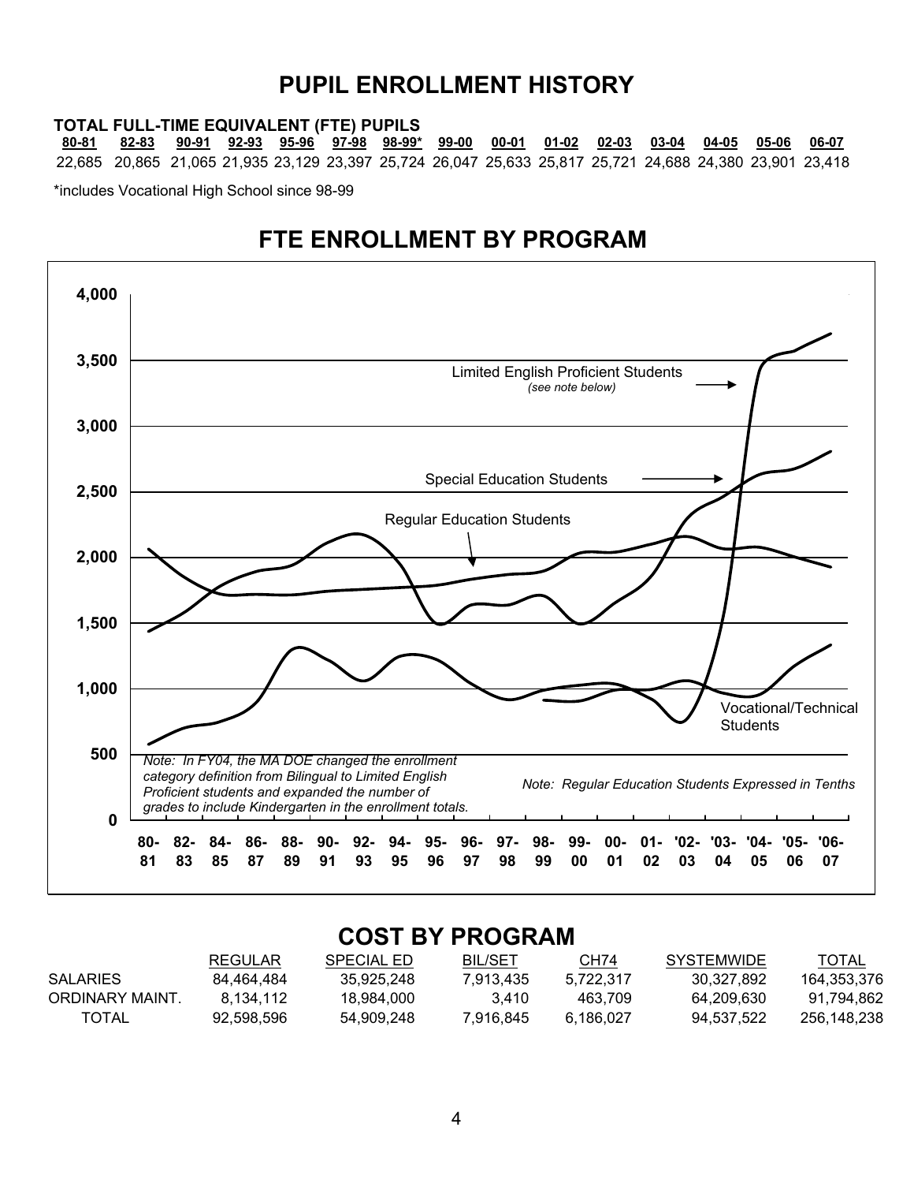# PUPIL ENROLLMENT HISTORY

**TOTAL FULL-TIME EQUIVALENT (FTE) PUPILS**

| 80-81 | 82-83 | 90-91 | 92-93 | 95-96 | 97-98 | 98-99* | 99-00 | 00-01 | 01-02 | 02-03 | 03-04 | 04-05 | 05-06 | 06-07 |
|---|---|---|---|---|---|---|---|---|---|---|---|---|---|---|
| 22,685 | 20,865 | 21,065 | 21,935 | 23,129 | 23,397 | 25,724 | 26,047 | 25,633 | 25,817 | 25,721 | 24,688 | 24,380 | 23,901 | 23,418 |

*includes Vocational High School since 98-99

## FTE ENROLLMENT BY PROGRAM

4,000
3,500
3,000
2,500
2,000
1,500
1,000
500
0

Limited English Proficient Students
*(see note below)*

Special Education Students

Regular Education Students

Vocational/Technical Students

*Note: In FY04, the MA DOE changed the enrollment category definition from Bilingual to Limited English Proficient students and expanded the number of grades to include Kindergarten in the enrollment totals.*

*Note: Regular Education Students Expressed in Tenths*

80-81 82-83 84-85 86-87 88-89 90-91 92-93 94-95 95-96 96-97 97-98 98-99 99-00 00-01 01-02 '02-03 '03-04 '04-05 '05-06 '06-07

## COST BY PROGRAM

| | REGULAR | SPECIAL ED | BIL/SET | CH74 | SYSTEMWIDE | TOTAL |
|---|---|---|---|---|---|---|
| SALARIES | 84,464,484 | 35,925,248 | 7,913,435 | 5,722,317 | 30,327,892 | 164,353,376 |
| ORDINARY MAINT. | 8,134,112 | 18,984,000 | 3,410 | 463,709 | 64,209,630 | 91,794,862 |
| TOTAL | 92,598,596 | 54,909,248 | 7,916,845 | 6,186,027 | 94,537,522 | 256,148,238 |